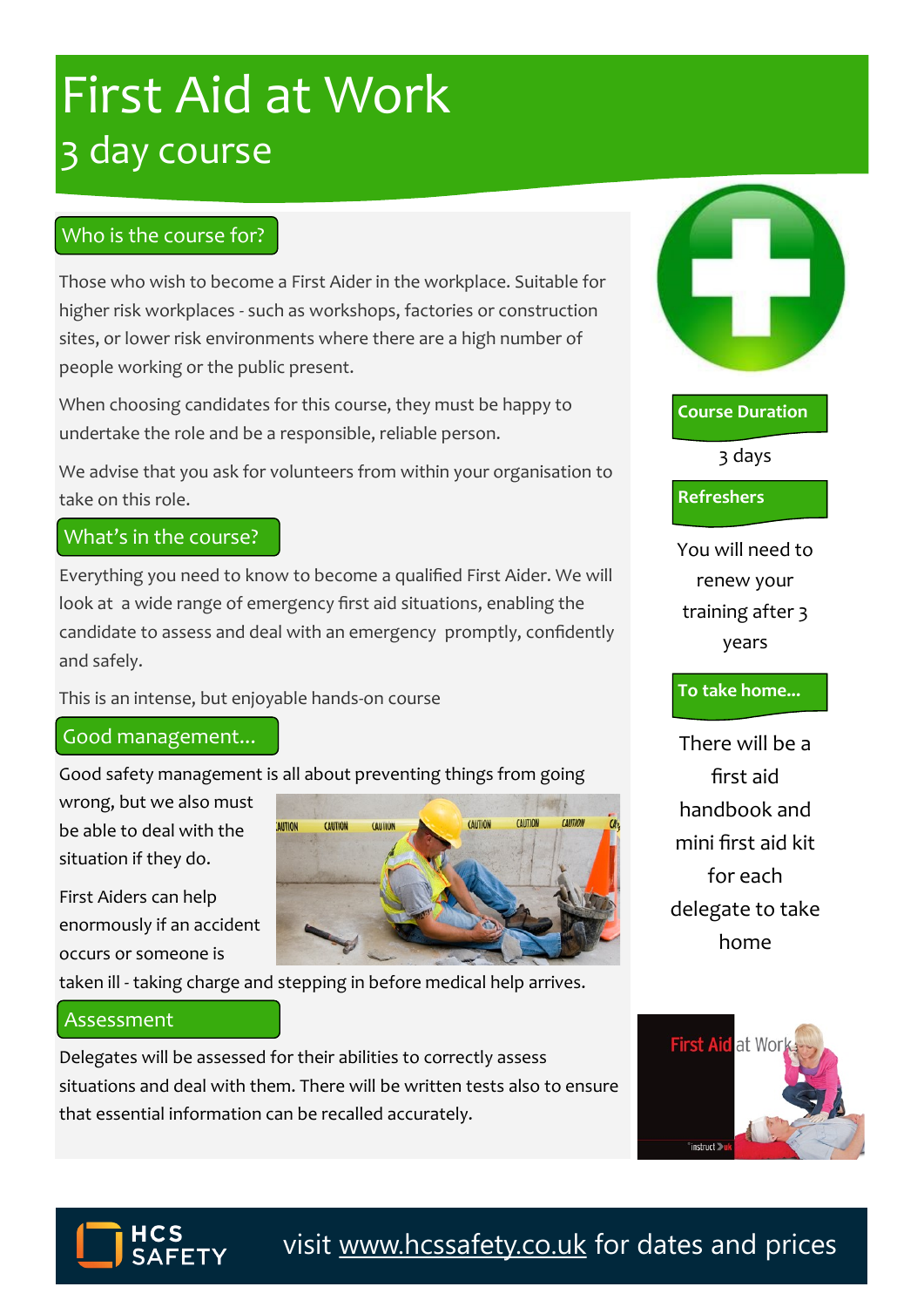# First Aid at Work

## 3 day course

### Who is the course for?

Those who wish to become a First Aider in the workplace. Suitable for higher risk workplaces - such as workshops, factories or construction sites, or lower risk environments where there are a high number of people working or the public present.

When choosing candidates for this course, they must be happy to undertake the role and be a responsible, reliable person.

We advise that you ask for volunteers from within your organisation to take on this role.

### What's in the course?

Everything you need to know to become a qualified First Aider. We will look at a wide range of emergency first aid situations, enabling the candidate to assess and deal with an emergency promptly, confidently and safely.

This is an intense, but enjoyable hands-on course

### Good management...

Good safety management is all about preventing things from going wrong, but we also must be able to deal with the situation if they do.

First Aiders can help enormously if an accident occurs or someone is taken ill - taking charge and stepping in before medical help arrives.

### Assessment

Delegates will be assessed for their abilities to correctly assess situations and deal with them. There will be written tests also to ensure that essential information can be recalled accurately.

### Course Duration

3 days

### Refreshers

You will need to renew your training after 3 years

### To take home...

There will be a first aid handbook and mini first aid kit for each delegate to take home

HCS SAFETY

visit www.hcssafety.co.uk for dates and prices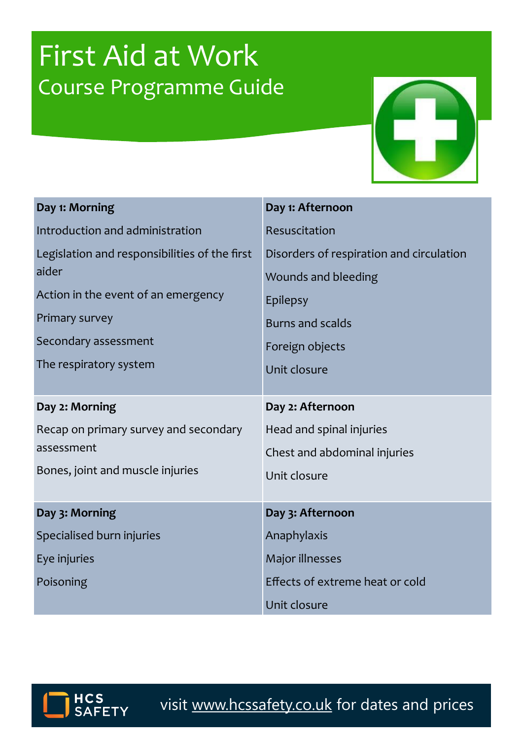# First Aid at Work

## Course Programme Guide

| Day 1: Morning | Day 1: Afternoon |
|---|---|
| Introduction and administration | Resuscitation |
| Legislation and responsibilities of the first aider | Disorders of respiration and circulation |
| Action in the event of an emergency | Wounds and bleeding |
| Primary survey | Epilepsy |
| Secondary assessment | Burns and scalds |
| The respiratory system | Foreign objects |
| | Unit closure |

| Day 2: Morning | Day 2: Afternoon |
|---|---|
| Recap on primary survey and secondary assessment | Head and spinal injuries |
| Bones, joint and muscle injuries | Chest and abdominal injuries |
| | Unit closure |

| Day 3: Morning | Day 3: Afternoon |
|---|---|
| Specialised burn injuries | Anaphylaxis |
| Eye injuries | Major illnesses |
| Poisoning | Effects of extreme heat or cold |
| | Unit closure |

HCS SAFETY

visit www.hcssafety.co.uk for dates and prices